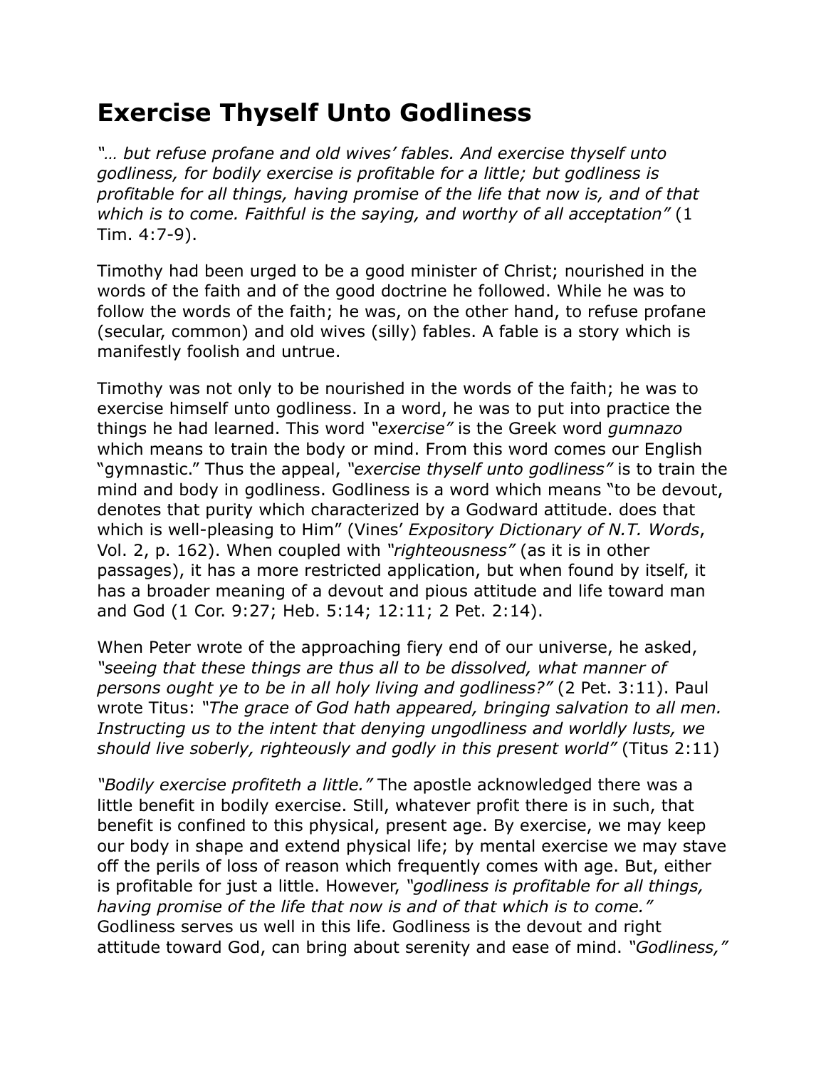# Exercise Thyself Unto Godliness

*"… but refuse profane and old wives' fables. And exercise thyself unto godliness, for bodily exercise is profitable for a little; but godliness is profitable for all things, having promise of the life that now is, and of that which is to come. Faithful is the saying, and worthy of all acceptation"* (1 Tim. 4:7-9).

Timothy had been urged to be a good minister of Christ; nourished in the words of the faith and of the good doctrine he followed. While he was to follow the words of the faith; he was, on the other hand, to refuse profane (secular, common) and old wives (silly) fables. A fable is a story which is manifestly foolish and untrue.

Timothy was not only to be nourished in the words of the faith; he was to exercise himself unto godliness. In a word, he was to put into practice the things he had learned. This word *"exercise"* is the Greek word *gumnazo* which means to train the body or mind. From this word comes our English "gymnastic." Thus the appeal, *"exercise thyself unto godliness"* is to train the mind and body in godliness. Godliness is a word which means "to be devout, denotes that purity which characterized by a Godward attitude. does that which is well-pleasing to Him" (Vines' *Expository Dictionary of N.T. Words*, Vol. 2, p. 162). When coupled with *"righteousness"* (as it is in other passages), it has a more restricted application, but when found by itself, it has a broader meaning of a devout and pious attitude and life toward man and God (1 Cor. 9:27; Heb. 5:14; 12:11; 2 Pet. 2:14).

When Peter wrote of the approaching fiery end of our universe, he asked, *"seeing that these things are thus all to be dissolved, what manner of persons ought ye to be in all holy living and godliness?"* (2 Pet. 3:11). Paul wrote Titus: *"The grace of God hath appeared, bringing salvation to all men. Instructing us to the intent that denying ungodliness and worldly lusts, we should live soberly, righteously and godly in this present world"* (Titus 2:11)

*"Bodily exercise profiteth a little."* The apostle acknowledged there was a little benefit in bodily exercise. Still, whatever profit there is in such, that benefit is confined to this physical, present age. By exercise, we may keep our body in shape and extend physical life; by mental exercise we may stave off the perils of loss of reason which frequently comes with age. But, either is profitable for just a little. However, *"godliness is profitable for all things, having promise of the life that now is and of that which is to come."* Godliness serves us well in this life. Godliness is the devout and right attitude toward God, can bring about serenity and ease of mind. *"Godliness,"*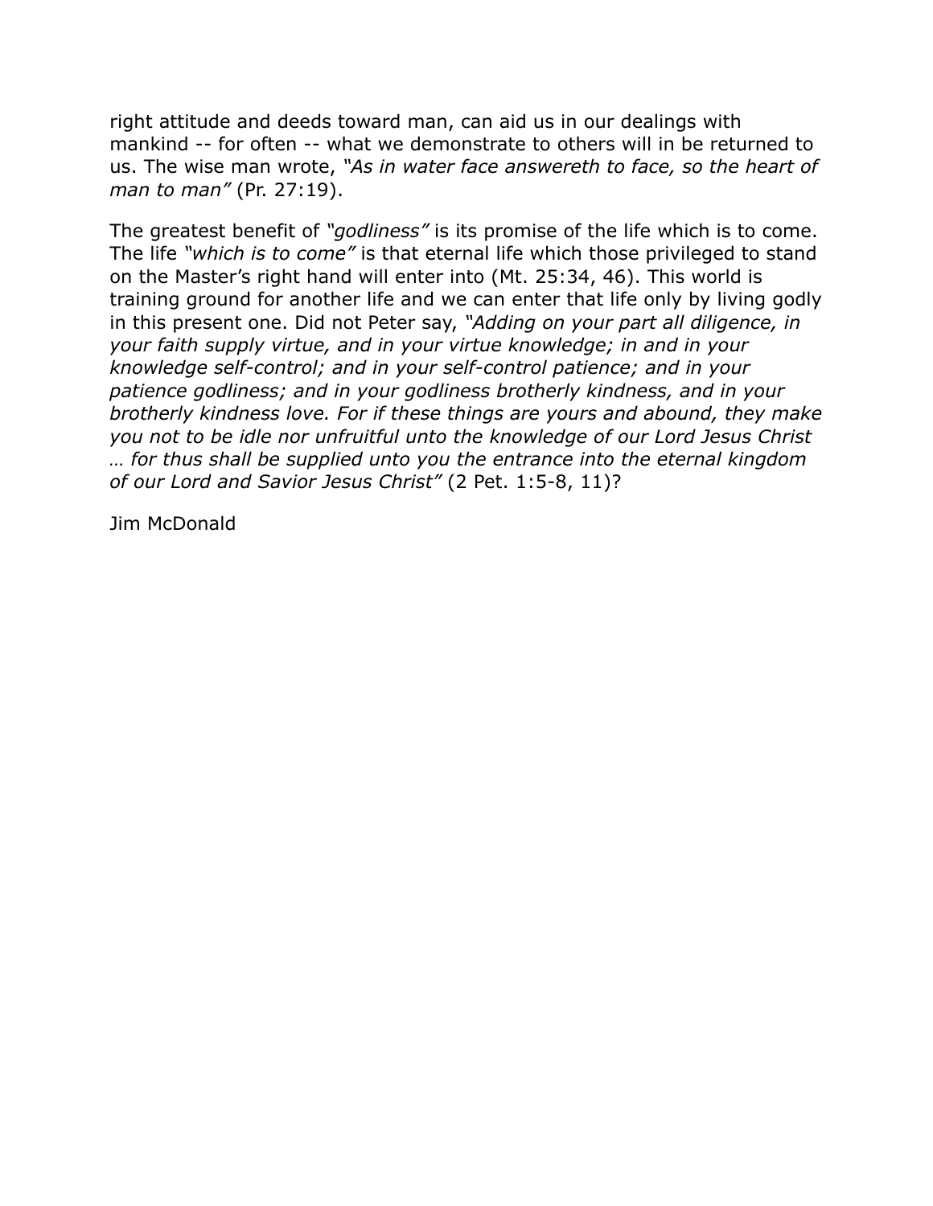right attitude and deeds toward man, can aid us in our dealings with mankind -- for often -- what we demonstrate to others will in be returned to us. The wise man wrote, *"As in water face answereth to face, so the heart of man to man"* (Pr. 27:19).

The greatest benefit of *"godliness"* is its promise of the life which is to come. The life *"which is to come"* is that eternal life which those privileged to stand on the Master's right hand will enter into (Mt. 25:34, 46). This world is training ground for another life and we can enter that life only by living godly in this present one. Did not Peter say, *"Adding on your part all diligence, in your faith supply virtue, and in your virtue knowledge; in and in your knowledge self-control; and in your self-control patience; and in your patience godliness; and in your godliness brotherly kindness, and in your brotherly kindness love. For if these things are yours and abound, they make you not to be idle nor unfruitful unto the knowledge of our Lord Jesus Christ … for thus shall be supplied unto you the entrance into the eternal kingdom of our Lord and Savior Jesus Christ"* (2 Pet. 1:5-8, 11)?

Jim McDonald